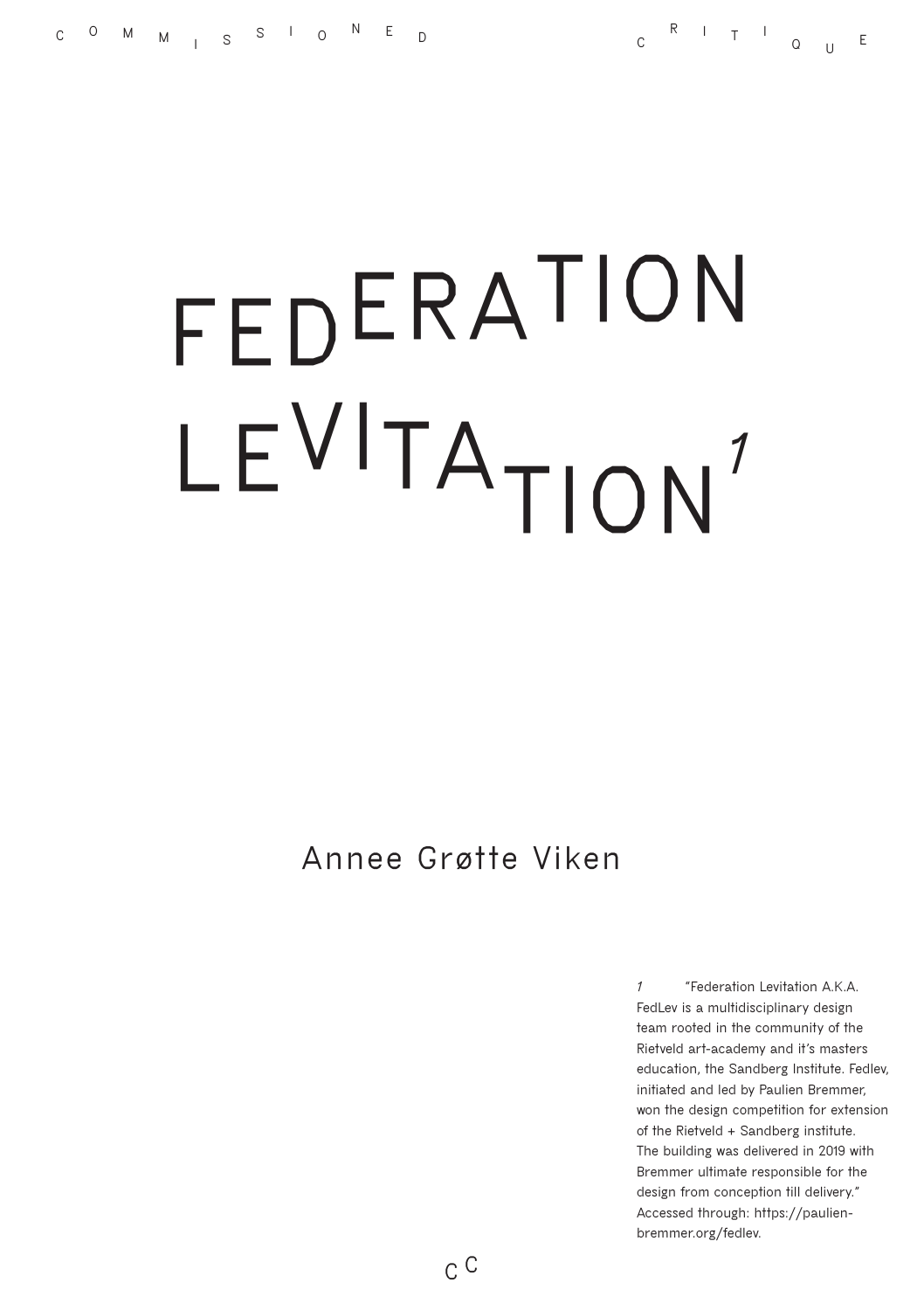COMMISSIONED CRITIQUE

# FEDERATION LEVITATION[1]

Annee Grøtte Viken

1 “Federation Levitation A.K.A. FedLev is a multidisciplinary design team rooted in the community of the Rietveld art-academy and it’s masters education, the Sandberg Institute. Fedlev, initiated and led by Paulien Bremmer, won the design competition for extension of the Rietveld + Sandberg institute. The building was delivered in 2019 with Bremmer ultimate responsible for the design from conception till delivery.” Accessed through: https://paulien-bremmer.org/fedlev.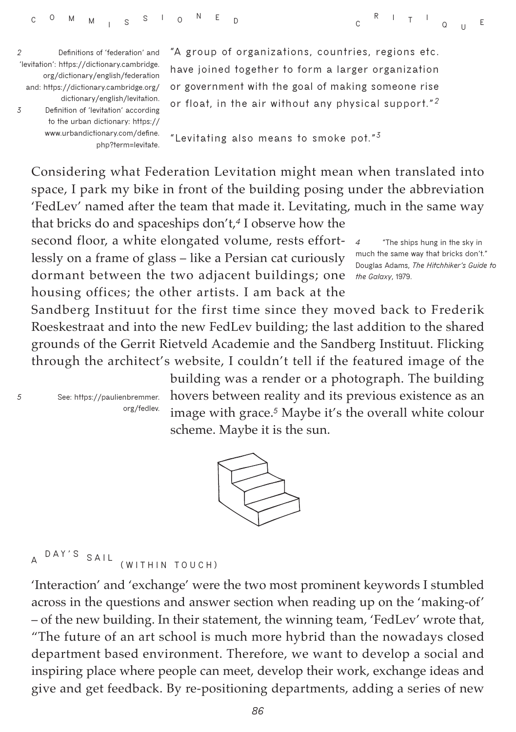"A group of organizations, countries, regions etc. have joined together to form a larger organization or government with the goal of making someone rise or float, in the air without any physical support."[2]

"Levitating also means to smoke pot."[3]

Considering what Federation Levitation might mean when translated into space, I park my bike in front of the building posing under the abbreviation 'FedLev' named after the team that made it. Levitating, much in the same way that bricks do and spaceships don't,[4] I observe how the second floor, a white elongated volume, rests effortlessly on a frame of glass – like a Persian cat curiously dormant between the two adjacent buildings; one housing offices; the other artists. I am back at the Sandberg Instituut for the first time since they moved back to Frederik Roeskestraat and into the new FedLev building; the last addition to the shared grounds of the Gerrit Rietveld Academie and the Sandberg Instituut. Flicking through the architect's website, I couldn't tell if the featured image of the building was a render or a photograph. The building hovers between reality and its previous existence as an image with grace.[5] Maybe it's the overall white colour scheme. Maybe it is the sun.

## A DAY'S SAIL (WITHIN TOUCH)

'Interaction' and 'exchange' were the two most prominent keywords I stumbled across in the questions and answer section when reading up on the 'making-of' – of the new building. In their statement, the winning team, 'FedLev' wrote that, "The future of an art school is much more hybrid than the nowadays closed department based environment. Therefore, we want to develop a social and inspiring place where people can meet, develop their work, exchange ideas and give and get feedback. By re-positioning departments, adding a series of new

---

2 Definitions of 'federation' and 'levitation': https://dictionary.cambridge.org/dictionary/english/federation and: https://dictionary.cambridge.org/dictionary/english/levitation.

3 Definition of 'levitation' according to the urban dictionary: https://www.urbandictionary.com/define.php?term=levitate.

4 "The ships hung in the sky in much the same way that bricks don't." Douglas Adams, *The Hitchhiker's Guide to the Galaxy*, 1979.

5 See: https://paulienbremmer.org/fedlev.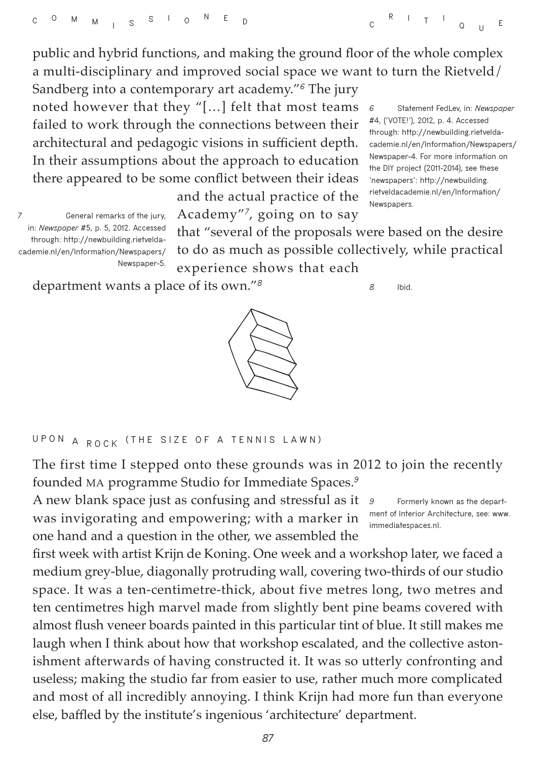public and hybrid functions, and making the ground floor of the whole complex a multi-disciplinary and improved social space we want to turn the Rietveld/ Sandberg into a contemporary art academy."[6] The jury noted however that they "[…] felt that most teams failed to work through the connections between their architectural and pedagogic visions in sufficient depth. In their assumptions about the approach to education there appeared to be some conflict between their ideas and the actual practice of the Academy"[7], going on to say that "several of the proposals were based on the desire to do as much as possible collectively, while practical experience shows that each department wants a place of its own."[8]

6 Statement FedLev, in: *Newspaper* #4, ('VOTE!'), 2012, p. 4. Accessed through: http://newbuilding.rietveldacademie.nl/en/Information/Newspapers/Newspaper-4. For more information on the DIY project (2011-2014), see these 'newspapers': http://newbuilding.rietveldacademie.nl/en/Information/Newspapers.

7 General remarks of the jury, in: *Newspaper* #5, p. 5, 2012. Accessed through: http://newbuilding.rietveldacademie.nl/en/Information/Newspapers/Newspaper-5.

8 Ibid.

## UPON A ROCK (THE SIZE OF A TENNIS LAWN)

The first time I stepped onto these grounds was in 2012 to join the recently founded MA programme Studio for Immediate Spaces.[9]

A new blank space just as confusing and stressful as it was invigorating and empowering; with a marker in one hand and a question in the other, we assembled the first week with artist Krijn de Koning. One week and a workshop later, we faced a medium grey-blue, diagonally protruding wall, covering two-thirds of our studio space. It was a ten-centimetre-thick, about five metres long, two metres and ten centimetres high marvel made from slightly bent pine beams covered with almost flush veneer boards painted in this particular tint of blue. It still makes me laugh when I think about how that workshop escalated, and the collective astonishment afterwards of having constructed it. It was so utterly confronting and useless; making the studio far from easier to use, rather much more complicated and most of all incredibly annoying. I think Krijn had more fun than everyone else, baffled by the institute's ingenious 'architecture' department.

9 Formerly known as the department of Interior Architecture, see: www.immediatespaces.nl.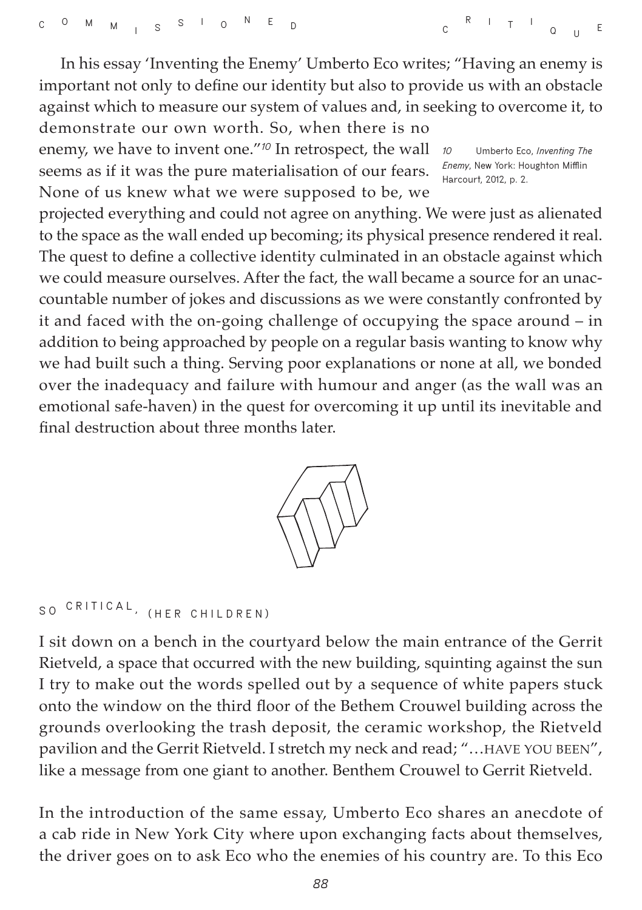In his essay 'Inventing the Enemy' Umberto Eco writes; "Having an enemy is important not only to define our identity but also to provide us with an obstacle against which to measure our system of values and, in seeking to overcome it, to demonstrate our own worth. So, when there is no enemy, we have to invent one."[10] In retrospect, the wall seems as if it was the pure materialisation of our fears. None of us knew what we were supposed to be, we projected everything and could not agree on anything. We were just as alienated to the space as the wall ended up becoming; its physical presence rendered it real. The quest to define a collective identity culminated in an obstacle against which we could measure ourselves. After the fact, the wall became a source for an unaccountable number of jokes and discussions as we were constantly confronted by it and faced with the on-going challenge of occupying the space around – in addition to being approached by people on a regular basis wanting to know why we had built such a thing. Serving poor explanations or none at all, we bonded over the inadequacy and failure with humour and anger (as the wall was an emotional safe-haven) in the quest for overcoming it up until its inevitable and final destruction about three months later.

10 Umberto Eco, *Inventing The Enemy*, New York: Houghton Mifflin Harcourt, 2012, p. 2.

## SO CRITICAL, (HER CHILDREN)

I sit down on a bench in the courtyard below the main entrance of the Gerrit Rietveld, a space that occurred with the new building, squinting against the sun I try to make out the words spelled out by a sequence of white papers stuck onto the window on the third floor of the Bethem Crouwel building across the grounds overlooking the trash deposit, the ceramic workshop, the Rietveld pavilion and the Gerrit Rietveld. I stretch my neck and read; "…HAVE YOU BEEN", like a message from one giant to another. Benthem Crouwel to Gerrit Rietveld.

In the introduction of the same essay, Umberto Eco shares an anecdote of a cab ride in New York City where upon exchanging facts about themselves, the driver goes on to ask Eco who the enemies of his country are. To this Eco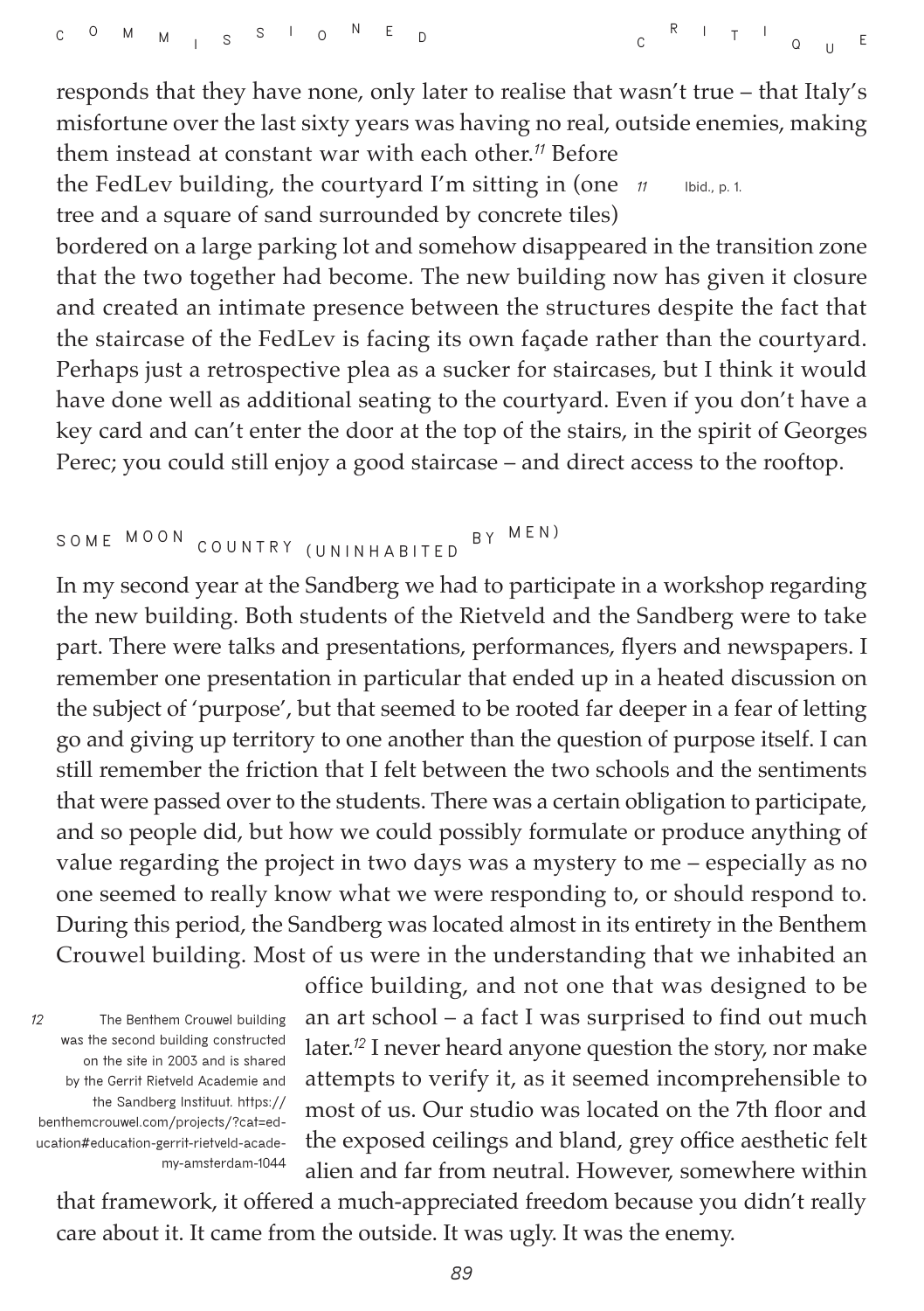responds that they have none, only later to realise that wasn't true – that Italy's misfortune over the last sixty years was having no real, outside enemies, making them instead at constant war with each other.[11] Before the FedLev building, the courtyard I'm sitting in (one tree and a square of sand surrounded by concrete tiles) bordered on a large parking lot and somehow disappeared in the transition zone that the two together had become. The new building now has given it closure and created an intimate presence between the structures despite the fact that the staircase of the FedLev is facing its own façade rather than the courtyard. Perhaps just a retrospective plea as a sucker for staircases, but I think it would have done well as additional seating to the courtyard. Even if you don't have a key card and can't enter the door at the top of the stairs, in the spirit of Georges Perec; you could still enjoy a good staircase – and direct access to the rooftop.

[11] Ibid., p. 1.

## SOME MOON COUNTRY (UNINHABITED BY MEN)

In my second year at the Sandberg we had to participate in a workshop regarding the new building. Both students of the Rietveld and the Sandberg were to take part. There were talks and presentations, performances, flyers and newspapers. I remember one presentation in particular that ended up in a heated discussion on the subject of 'purpose', but that seemed to be rooted far deeper in a fear of letting go and giving up territory to one another than the question of purpose itself. I can still remember the friction that I felt between the two schools and the sentiments that were passed over to the students. There was a certain obligation to participate, and so people did, but how we could possibly formulate or produce anything of value regarding the project in two days was a mystery to me – especially as no one seemed to really know what we were responding to, or should respond to. During this period, the Sandberg was located almost in its entirety in the Benthem Crouwel building. Most of us were in the understanding that we inhabited an office building, and not one that was designed to be an art school – a fact I was surprised to find out much later.[12] I never heard anyone question the story, nor make attempts to verify it, as it seemed incomprehensible to most of us. Our studio was located on the 7th floor and the exposed ceilings and bland, grey office aesthetic felt alien and far from neutral. However, somewhere within that framework, it offered a much-appreciated freedom because you didn't really care about it. It came from the outside. It was ugly. It was the enemy.

[12] The Benthem Crouwel building was the second building constructed on the site in 2003 and is shared by the Gerrit Rietveld Academie and the Sandberg Instituut. https://benthemcrouwel.com/projects/?cat=education#education-gerrit-rietveld-academy-amsterdam-1044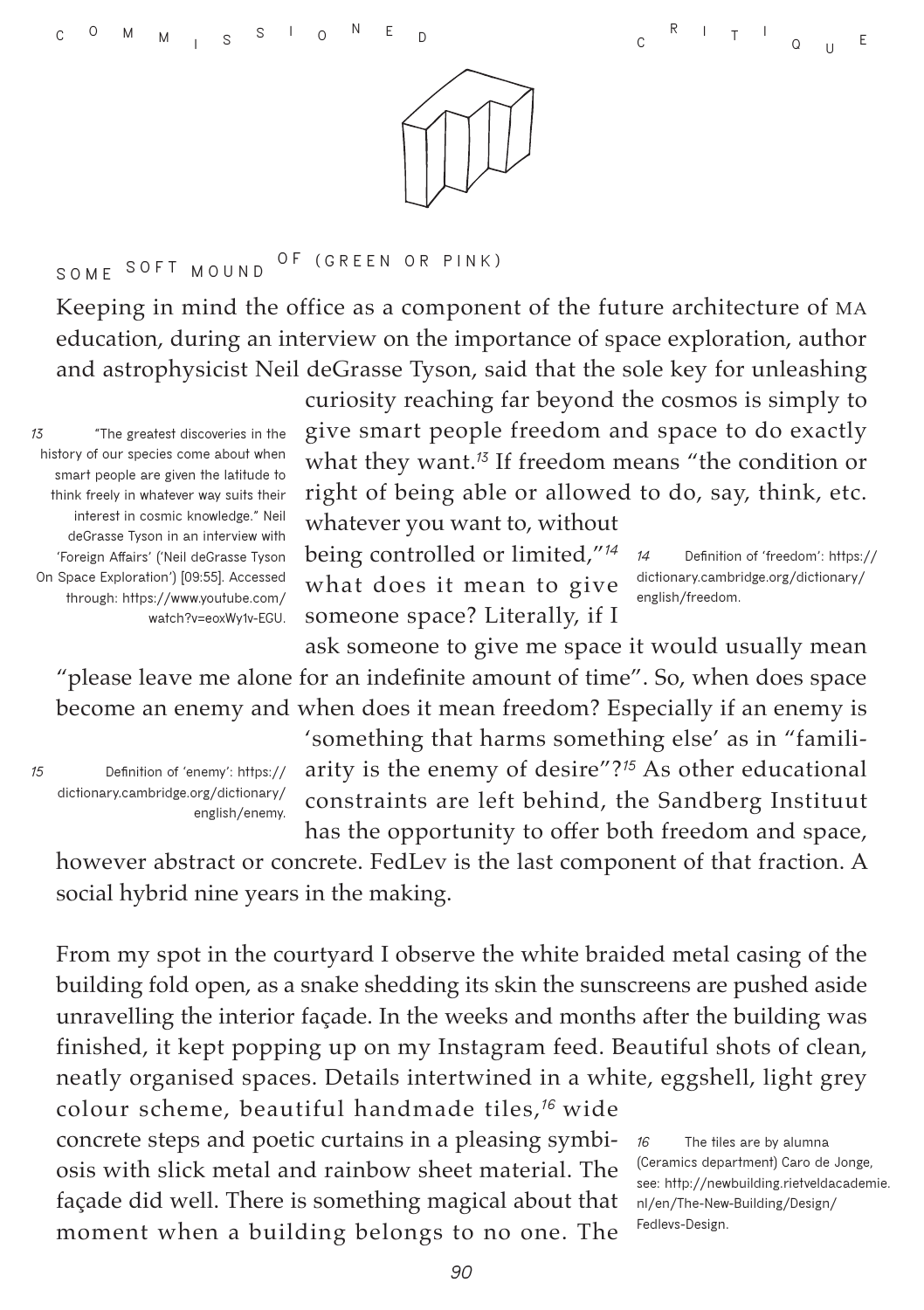## SOME SOFT MOUND OF (GREEN OR PINK)

Keeping in mind the office as a component of the future architecture of MA education, during an interview on the importance of space exploration, author and astrophysicist Neil deGrasse Tyson, said that the sole key for unleashing curiosity reaching far beyond the cosmos is simply to give smart people freedom and space to do exactly what they want.[13] If freedom means "the condition or right of being able or allowed to do, say, think, etc. whatever you want to, without being controlled or limited,"[14] what does it mean to give someone space? Literally, if I ask someone to give me space it would usually mean "please leave me alone for an indefinite amount of time". So, when does space become an enemy and when does it mean freedom? Especially if an enemy is 'something that harms something else' as in "familiarity is the enemy of desire"?[15] As other educational constraints are left behind, the Sandberg Instituut has the opportunity to offer both freedom and space, however abstract or concrete. FedLev is the last component of that fraction. A social hybrid nine years in the making.

From my spot in the courtyard I observe the white braided metal casing of the building fold open, as a snake shedding its skin the sunscreens are pushed aside unravelling the interior façade. In the weeks and months after the building was finished, it kept popping up on my Instagram feed. Beautiful shots of clean, neatly organised spaces. Details intertwined in a white, eggshell, light grey colour scheme, beautiful handmade tiles,[16] wide concrete steps and poetic curtains in a pleasing symbiosis with slick metal and rainbow sheet material. The façade did well. There is something magical about that moment when a building belongs to no one. The

13 "The greatest discoveries in the history of our species come about when smart people are given the latitude to think freely in whatever way suits their interest in cosmic knowledge." Neil deGrasse Tyson in an interview with 'Foreign Affairs' ('Neil deGrasse Tyson On Space Exploration') [09:55]. Accessed through: https://www.youtube.com/watch?v=eoxWy1v-EGU.

14 Definition of 'freedom': https://dictionary.cambridge.org/dictionary/english/freedom.

15 Definition of 'enemy': https://dictionary.cambridge.org/dictionary/english/enemy.

16 The tiles are by alumna (Ceramics department) Caro de Jonge, see: http://newbuilding.rietveldacademie.nl/en/The-New-Building/Design/Fedlevs-Design.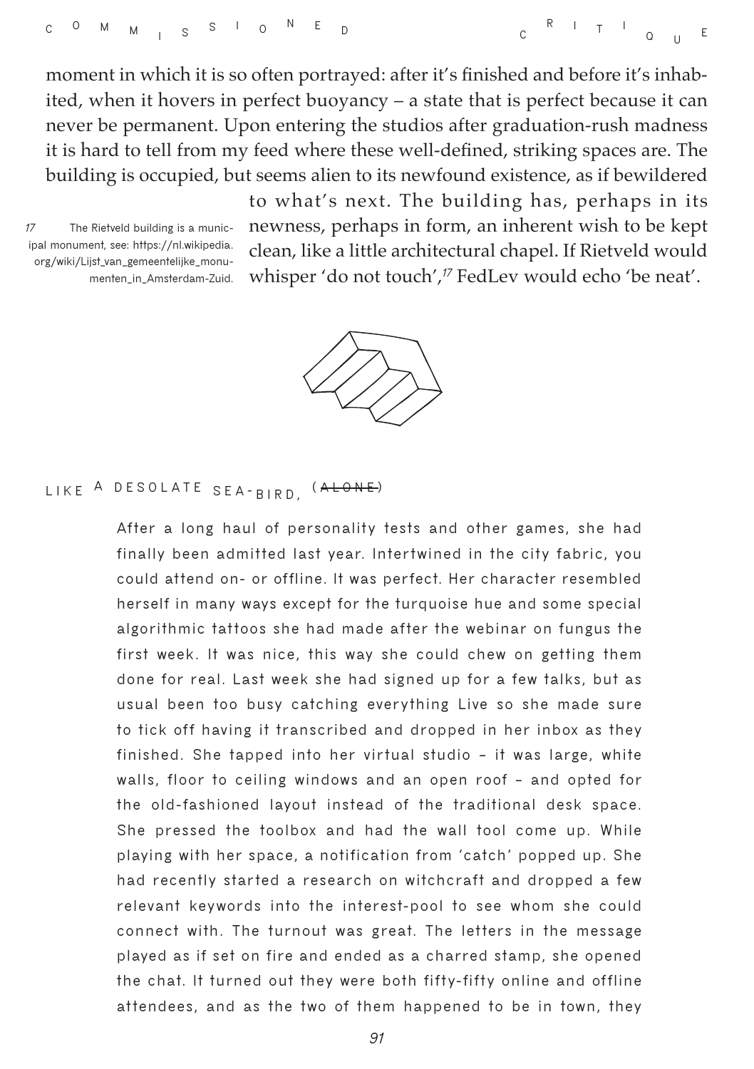moment in which it is so often portrayed: after it's finished and before it's inhabited, when it hovers in perfect buoyancy – a state that is perfect because it can never be permanent. Upon entering the studios after graduation-rush madness it is hard to tell from my feed where these well-defined, striking spaces are. The building is occupied, but seems alien to its newfound existence, as if bewildered to what's next. The building has, perhaps in its newness, perhaps in form, an inherent wish to be kept clean, like a little architectural chapel. If Rietveld would whisper 'do not touch',[17] FedLev would echo 'be neat'.

17 The Rietveld building is a municipal monument, see: https://nl.wikipedia.org/wiki/Lijst_van_gemeentelijke_monumenten_in_Amsterdam-Zuid.

## LIKE A DESOLATE SEA-BIRD, (~~ALONE~~)

After a long haul of personality tests and other games, she had finally been admitted last year. Intertwined in the city fabric, you could attend on- or offline. It was perfect. Her character resembled herself in many ways except for the turquoise hue and some special algorithmic tattoos she had made after the webinar on fungus the first week. It was nice, this way she could chew on getting them done for real. Last week she had signed up for a few talks, but as usual been too busy catching everything Live so she made sure to tick off having it transcribed and dropped in her inbox as they finished. She tapped into her virtual studio – it was large, white walls, floor to ceiling windows and an open roof – and opted for the old-fashioned layout instead of the traditional desk space. She pressed the toolbox and had the wall tool come up. While playing with her space, a notification from 'catch' popped up. She had recently started a research on witchcraft and dropped a few relevant keywords into the interest-pool to see whom she could connect with. The turnout was great. The letters in the message played as if set on fire and ended as a charred stamp, she opened the chat. It turned out they were both fifty-fifty online and offline attendees, and as the two of them happened to be in town, they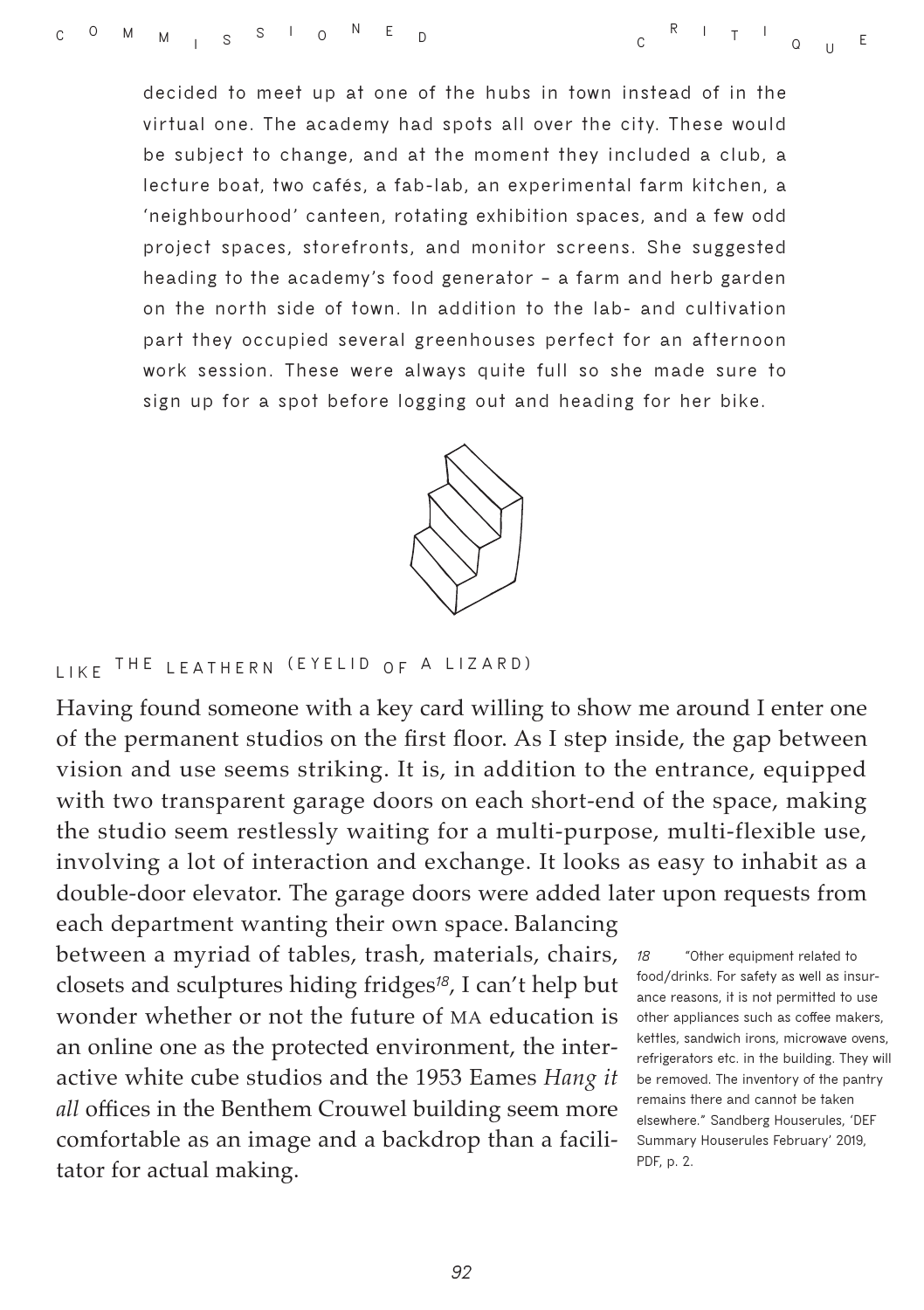decided to meet up at one of the hubs in town instead of in the virtual one. The academy had spots all over the city. These would be subject to change, and at the moment they included a club, a lecture boat, two cafés, a fab-lab, an experimental farm kitchen, a 'neighbourhood' canteen, rotating exhibition spaces, and a few odd project spaces, storefronts, and monitor screens. She suggested heading to the academy's food generator – a farm and herb garden on the north side of town. In addition to the lab- and cultivation part they occupied several greenhouses perfect for an afternoon work session. These were always quite full so she made sure to sign up for a spot before logging out and heading for her bike.

## LIKE THE LEATHERN (EYELID OF A LIZARD)

Having found someone with a key card willing to show me around I enter one of the permanent studios on the first floor. As I step inside, the gap between vision and use seems striking. It is, in addition to the entrance, equipped with two transparent garage doors on each short-end of the space, making the studio seem restlessly waiting for a multi-purpose, multi-flexible use, involving a lot of interaction and exchange. It looks as easy to inhabit as a double-door elevator. The garage doors were added later upon requests from each department wanting their own space. Balancing between a myriad of tables, trash, materials, chairs, closets and sculptures hiding fridges[18], I can't help but wonder whether or not the future of MA education is an online one as the protected environment, the interactive white cube studios and the 1953 Eames *Hang it all* offices in the Benthem Crouwel building seem more comfortable as an image and a backdrop than a facilitator for actual making.

18 "Other equipment related to food/drinks. For safety as well as insurance reasons, it is not permitted to use other appliances such as coffee makers, kettles, sandwich irons, microwave ovens, refrigerators etc. in the building. They will be removed. The inventory of the pantry remains there and cannot be taken elsewhere." Sandberg Houserules, 'DEF Summary Houserules February' 2019, PDF, p. 2.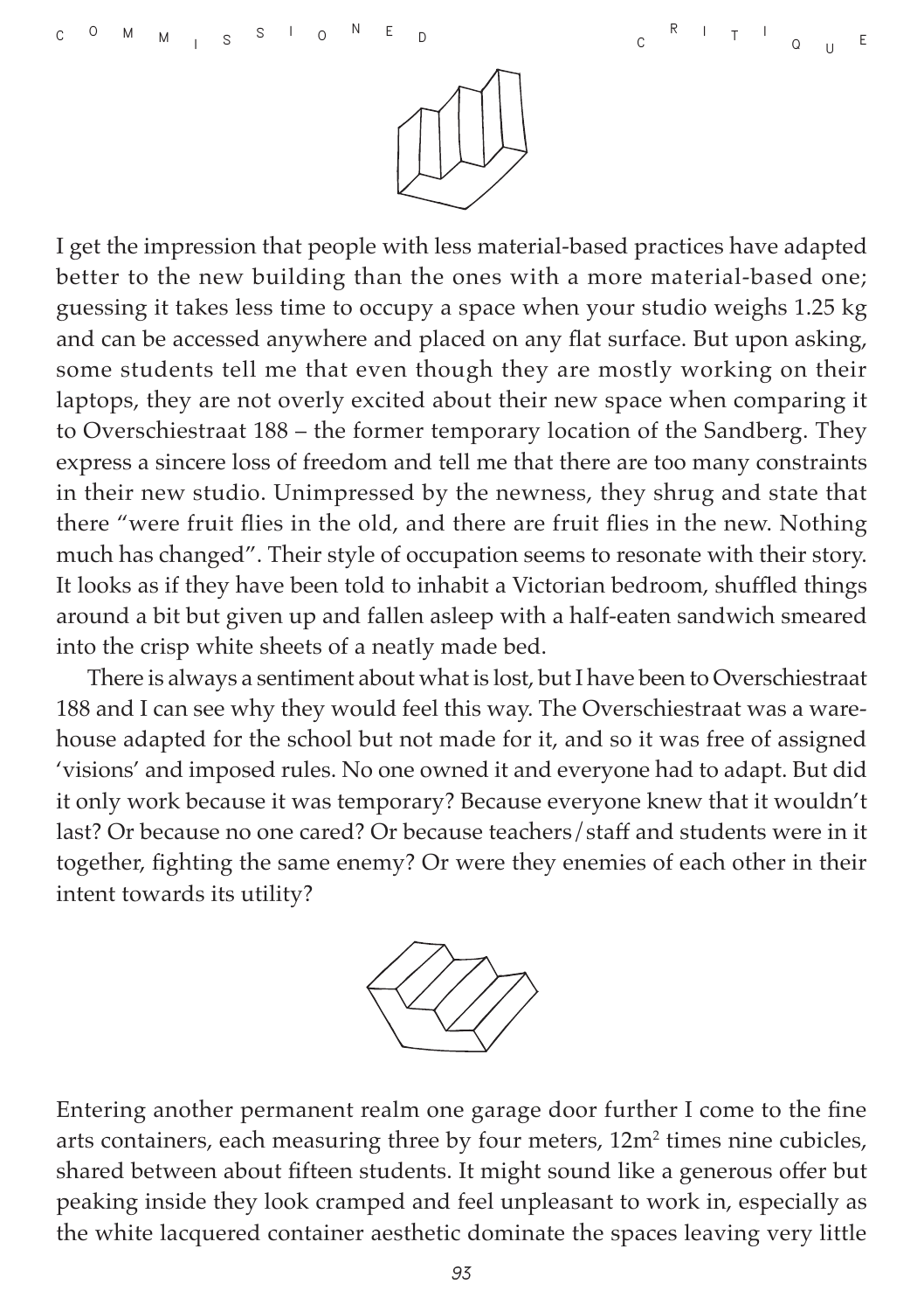I get the impression that people with less material-based practices have adapted better to the new building than the ones with a more material-based one; guessing it takes less time to occupy a space when your studio weighs 1.25 kg and can be accessed anywhere and placed on any flat surface. But upon asking, some students tell me that even though they are mostly working on their laptops, they are not overly excited about their new space when comparing it to Overschiestraat 188 – the former temporary location of the Sandberg. They express a sincere loss of freedom and tell me that there are too many constraints in their new studio. Unimpressed by the newness, they shrug and state that there "were fruit flies in the old, and there are fruit flies in the new. Nothing much has changed". Their style of occupation seems to resonate with their story. It looks as if they have been told to inhabit a Victorian bedroom, shuffled things around a bit but given up and fallen asleep with a half-eaten sandwich smeared into the crisp white sheets of a neatly made bed.

There is always a sentiment about what is lost, but I have been to Overschiestraat 188 and I can see why they would feel this way. The Overschiestraat was a warehouse adapted for the school but not made for it, and so it was free of assigned 'visions' and imposed rules. No one owned it and everyone had to adapt. But did it only work because it was temporary? Because everyone knew that it wouldn't last? Or because no one cared? Or because teachers/staff and students were in it together, fighting the same enemy? Or were they enemies of each other in their intent towards its utility?

Entering another permanent realm one garage door further I come to the fine arts containers, each measuring three by four meters, 12m$^2$ times nine cubicles, shared between about fifteen students. It might sound like a generous offer but peaking inside they look cramped and feel unpleasant to work in, especially as the white lacquered container aesthetic dominate the spaces leaving very little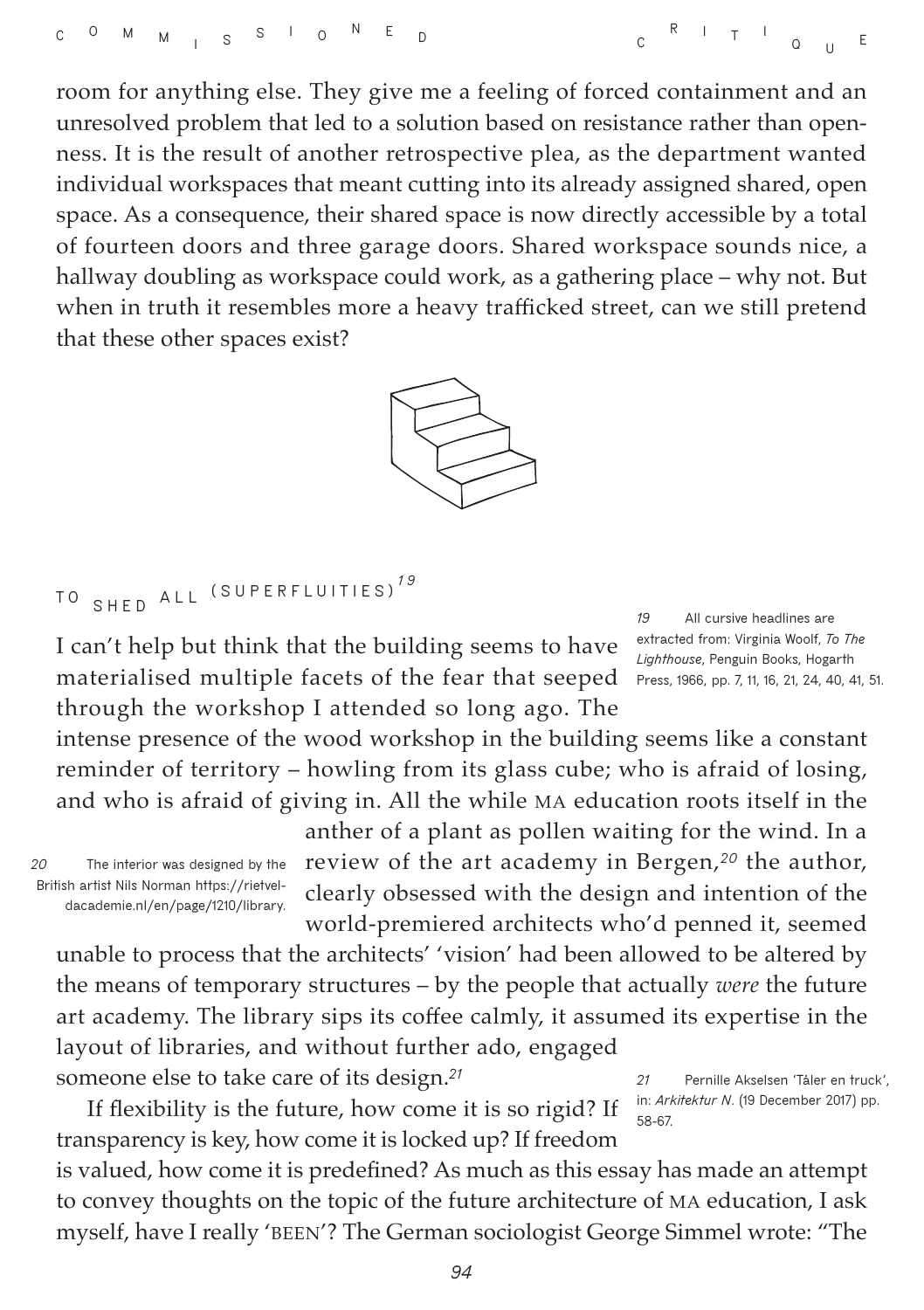room for anything else. They give me a feeling of forced containment and an unresolved problem that led to a solution based on resistance rather than openness. It is the result of another retrospective plea, as the department wanted individual workspaces that meant cutting into its already assigned shared, open space. As a consequence, their shared space is now directly accessible by a total of fourteen doors and three garage doors. Shared workspace sounds nice, a hallway doubling as workspace could work, as a gathering place – why not. But when in truth it resembles more a heavy trafficked street, can we still pretend that these other spaces exist?

## TO SHED ALL (SUPERFLUITIES)[19]

I can't help but think that the building seems to have materialised multiple facets of the fear that seeped through the workshop I attended so long ago. The intense presence of the wood workshop in the building seems like a constant reminder of territory – howling from its glass cube; who is afraid of losing, and who is afraid of giving in. All the while MA education roots itself in the anther of a plant as pollen waiting for the wind. In a review of the art academy in Bergen,[20] the author, clearly obsessed with the design and intention of the world-premiered architects who'd penned it, seemed unable to process that the architects' 'vision' had been allowed to be altered by the means of temporary structures – by the people that actually *were* the future art academy. The library sips its coffee calmly, it assumed its expertise in the layout of libraries, and without further ado, engaged someone else to take care of its design.[21]

If flexibility is the future, how come it is so rigid? If transparency is key, how come it is locked up? If freedom is valued, how come it is predefined? As much as this essay has made an attempt to convey thoughts on the topic of the future architecture of MA education, I ask myself, have I really 'BEEN'? The German sociologist George Simmel wrote: "The

19 All cursive headlines are extracted from: Virginia Woolf, *To The Lighthouse*, Penguin Books, Hogarth Press, 1966, pp. 7, 11, 16, 21, 24, 40, 41, 51.

20 The interior was designed by the British artist Nils Norman https://rietveldacademie.nl/en/page/1210/library.

21 Pernille Akselsen 'Tåler en truck', in: *Arkitektur N.* (19 December 2017) pp. 58-67.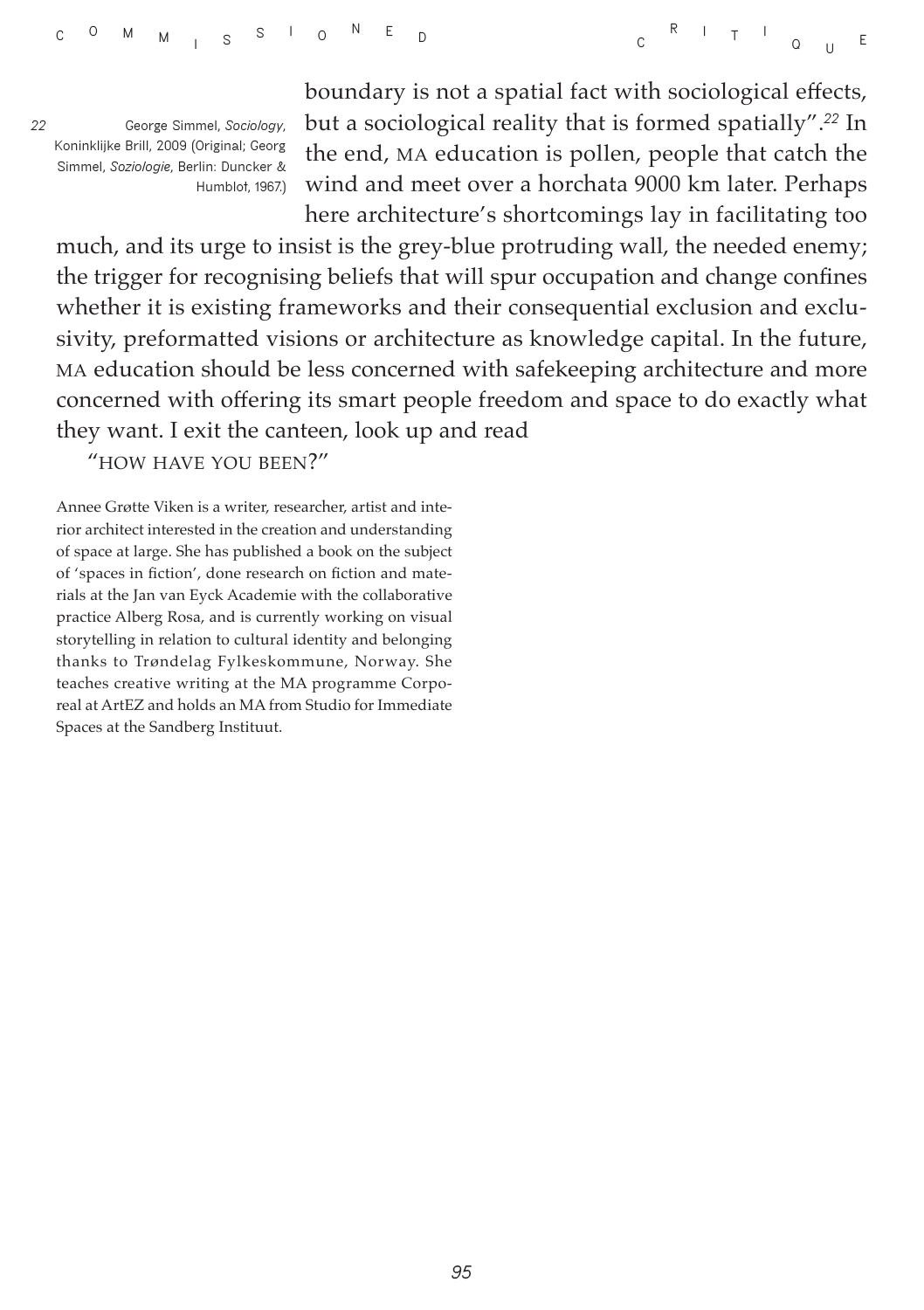boundary is not a spatial fact with sociological effects, but a sociological reality that is formed spatially".[22] In the end, MA education is pollen, people that catch the wind and meet over a horchata 9000 km later. Perhaps here architecture's shortcomings lay in facilitating too much, and its urge to insist is the grey-blue protruding wall, the needed enemy; the trigger for recognising beliefs that will spur occupation and change confines whether it is existing frameworks and their consequential exclusion and exclusivity, preformatted visions or architecture as knowledge capital. In the future, MA education should be less concerned with safekeeping architecture and more concerned with offering its smart people freedom and space to do exactly what they want. I exit the canteen, look up and read

"HOW HAVE YOU BEEN?"

22 George Simmel, *Sociology*, Koninklijke Brill, 2009 (Original; Georg Simmel, *Soziologie*, Berlin: Duncker & Humblot, 1967.)

Annee Grøtte Viken is a writer, researcher, artist and interior architect interested in the creation and understanding of space at large. She has published a book on the subject of 'spaces in fiction', done research on fiction and materials at the Jan van Eyck Academie with the collaborative practice Alberg Rosa, and is currently working on visual storytelling in relation to cultural identity and belonging thanks to Trøndelag Fylkeskommune, Norway. She teaches creative writing at the MA programme Corporeal at ArtEZ and holds an MA from Studio for Immediate Spaces at the Sandberg Instituut.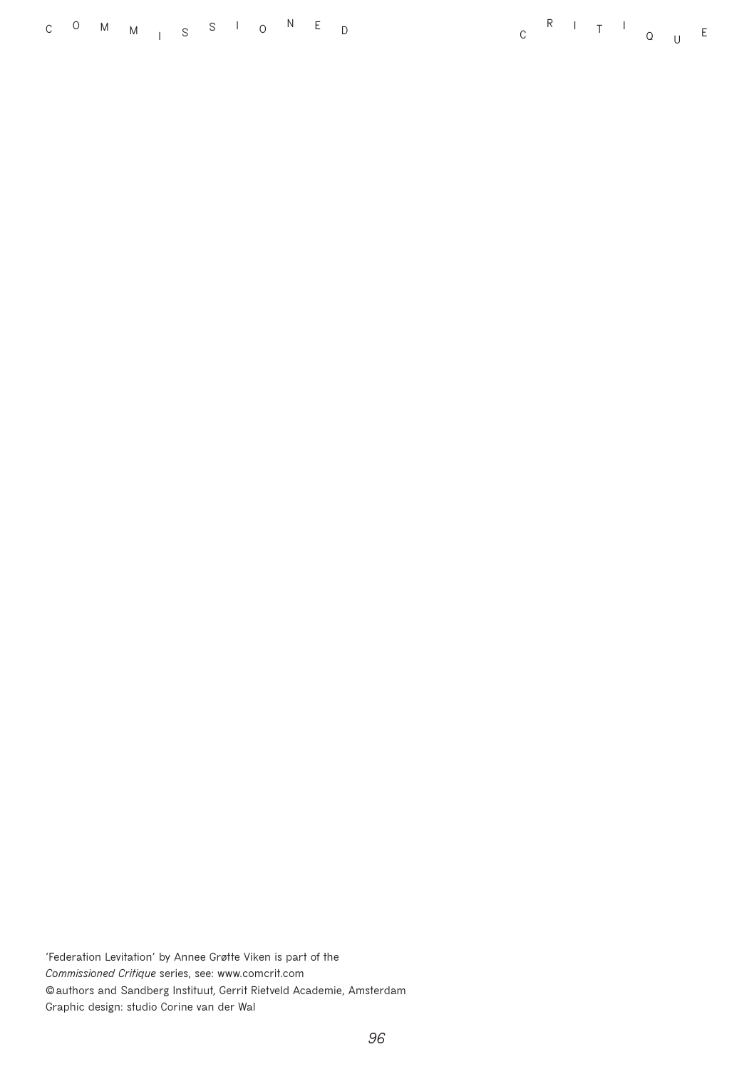'Federation Levitation' by Annee Grøtte Viken is part of the
*Commissioned Critique* series, see: www.comcrit.com
©authors and Sandberg Instituut, Gerrit Rietveld Academie, Amsterdam
Graphic design: studio Corine van der Wal